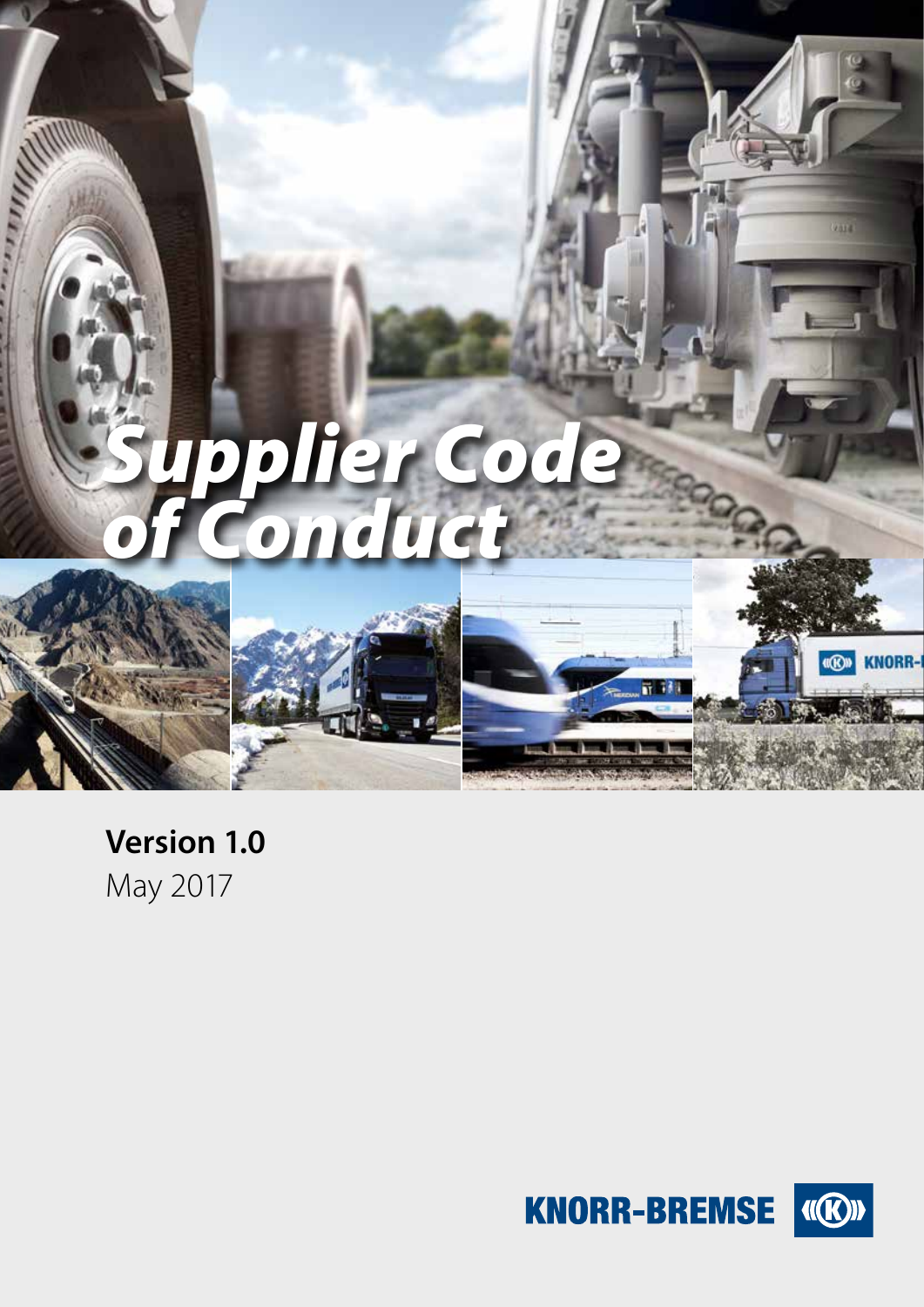# Supplier Code of Conduct

**Version 1.0**
May 2017

KNORR-BREMSE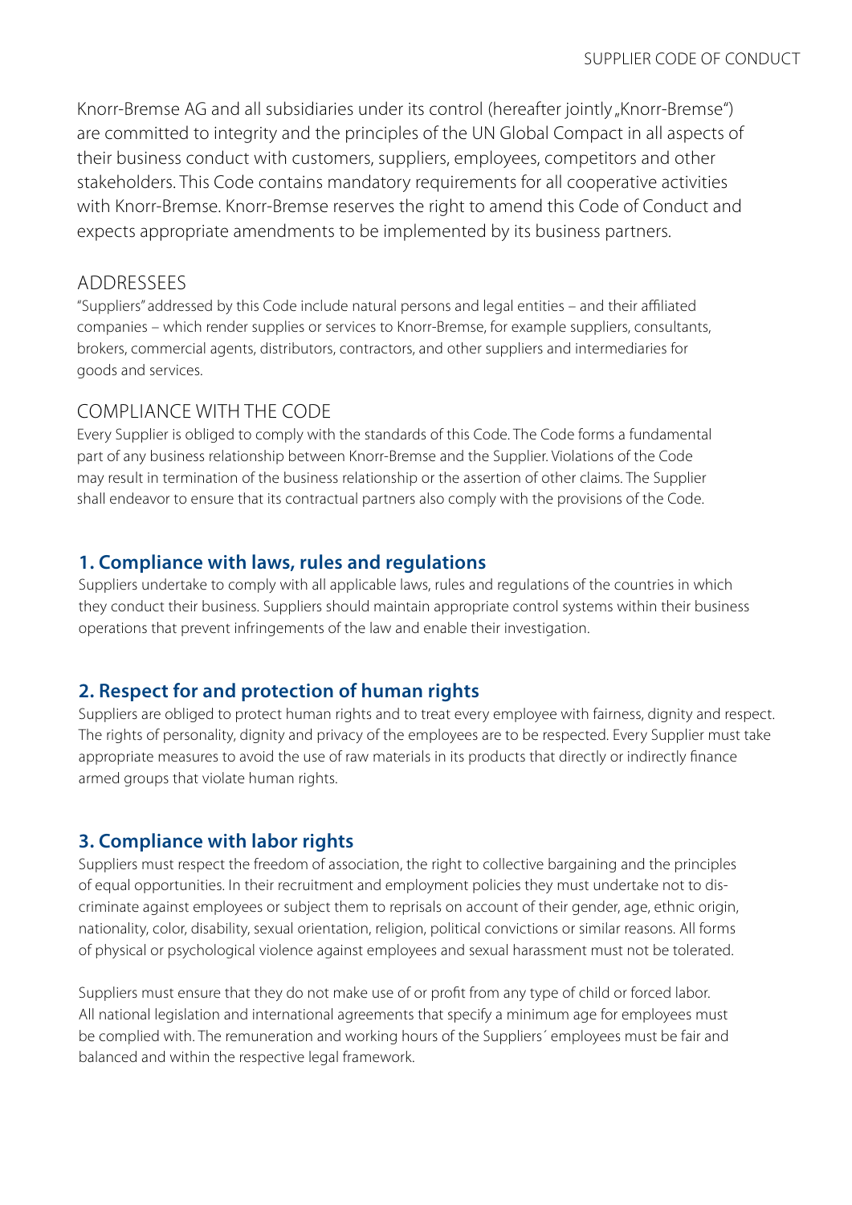Knorr-Bremse AG and all subsidiaries under its control (hereafter jointly „Knorr-Bremse") are committed to integrity and the principles of the UN Global Compact in all aspects of their business conduct with customers, suppliers, employees, competitors and other stakeholders. This Code contains mandatory requirements for all cooperative activities with Knorr-Bremse. Knorr-Bremse reserves the right to amend this Code of Conduct and expects appropriate amendments to be implemented by its business partners.

## ADDRESSEES

"Suppliers" addressed by this Code include natural persons and legal entities – and their affiliated companies – which render supplies or services to Knorr-Bremse, for example suppliers, consultants, brokers, commercial agents, distributors, contractors, and other suppliers and intermediaries for goods and services.

## COMPLIANCE WITH THE CODE

Every Supplier is obliged to comply with the standards of this Code. The Code forms a fundamental part of any business relationship between Knorr-Bremse and the Supplier. Violations of the Code may result in termination of the business relationship or the assertion of other claims. The Supplier shall endeavor to ensure that its contractual partners also comply with the provisions of the Code.

## 1. Compliance with laws, rules and regulations

Suppliers undertake to comply with all applicable laws, rules and regulations of the countries in which they conduct their business. Suppliers should maintain appropriate control systems within their business operations that prevent infringements of the law and enable their investigation.

## 2. Respect for and protection of human rights

Suppliers are obliged to protect human rights and to treat every employee with fairness, dignity and respect. The rights of personality, dignity and privacy of the employees are to be respected. Every Supplier must take appropriate measures to avoid the use of raw materials in its products that directly or indirectly finance armed groups that violate human rights.

## 3. Compliance with labor rights

Suppliers must respect the freedom of association, the right to collective bargaining and the principles of equal opportunities. In their recruitment and employment policies they must undertake not to discriminate against employees or subject them to reprisals on account of their gender, age, ethnic origin, nationality, color, disability, sexual orientation, religion, political convictions or similar reasons. All forms of physical or psychological violence against employees and sexual harassment must not be tolerated.

Suppliers must ensure that they do not make use of or profit from any type of child or forced labor. All national legislation and international agreements that specify a minimum age for employees must be complied with. The remuneration and working hours of the Suppliers´ employees must be fair and balanced and within the respective legal framework.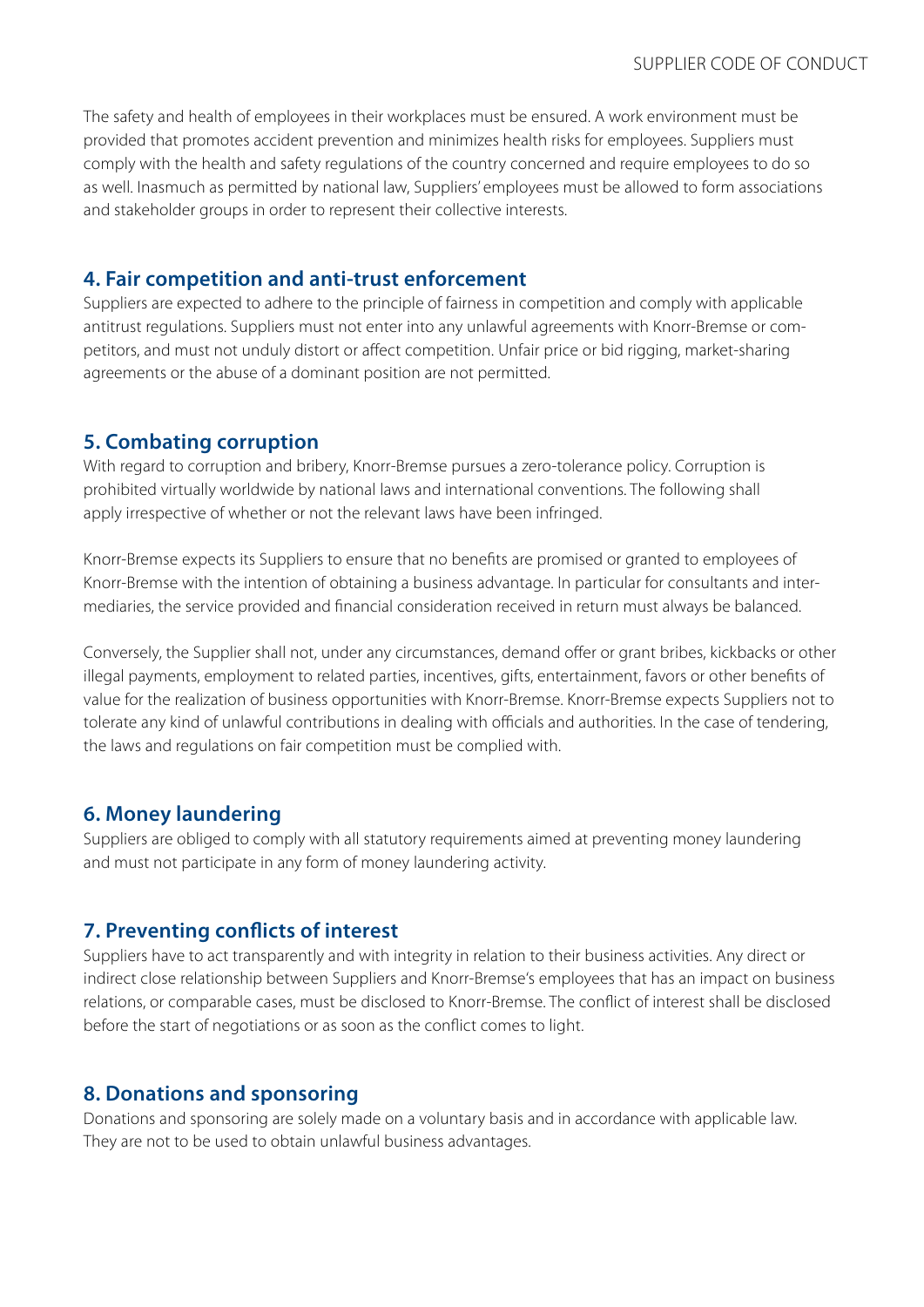The safety and health of employees in their workplaces must be ensured. A work environment must be provided that promotes accident prevention and minimizes health risks for employees. Suppliers must comply with the health and safety regulations of the country concerned and require employees to do so as well. Inasmuch as permitted by national law, Suppliers' employees must be allowed to form associations and stakeholder groups in order to represent their collective interests.

## 4. Fair competition and anti-trust enforcement

Suppliers are expected to adhere to the principle of fairness in competition and comply with applicable antitrust regulations. Suppliers must not enter into any unlawful agreements with Knorr-Bremse or competitors, and must not unduly distort or affect competition. Unfair price or bid rigging, market-sharing agreements or the abuse of a dominant position are not permitted.

## 5. Combating corruption

With regard to corruption and bribery, Knorr-Bremse pursues a zero-tolerance policy. Corruption is prohibited virtually worldwide by national laws and international conventions. The following shall apply irrespective of whether or not the relevant laws have been infringed.

Knorr-Bremse expects its Suppliers to ensure that no benefits are promised or granted to employees of Knorr-Bremse with the intention of obtaining a business advantage. In particular for consultants and intermediaries, the service provided and financial consideration received in return must always be balanced.

Conversely, the Supplier shall not, under any circumstances, demand offer or grant bribes, kickbacks or other illegal payments, employment to related parties, incentives, gifts, entertainment, favors or other benefits of value for the realization of business opportunities with Knorr-Bremse. Knorr-Bremse expects Suppliers not to tolerate any kind of unlawful contributions in dealing with officials and authorities. In the case of tendering, the laws and regulations on fair competition must be complied with.

## 6. Money laundering

Suppliers are obliged to comply with all statutory requirements aimed at preventing money laundering and must not participate in any form of money laundering activity.

## 7. Preventing conflicts of interest

Suppliers have to act transparently and with integrity in relation to their business activities. Any direct or indirect close relationship between Suppliers and Knorr-Bremse's employees that has an impact on business relations, or comparable cases, must be disclosed to Knorr-Bremse. The conflict of interest shall be disclosed before the start of negotiations or as soon as the conflict comes to light.

## 8. Donations and sponsoring

Donations and sponsoring are solely made on a voluntary basis and in accordance with applicable law. They are not to be used to obtain unlawful business advantages.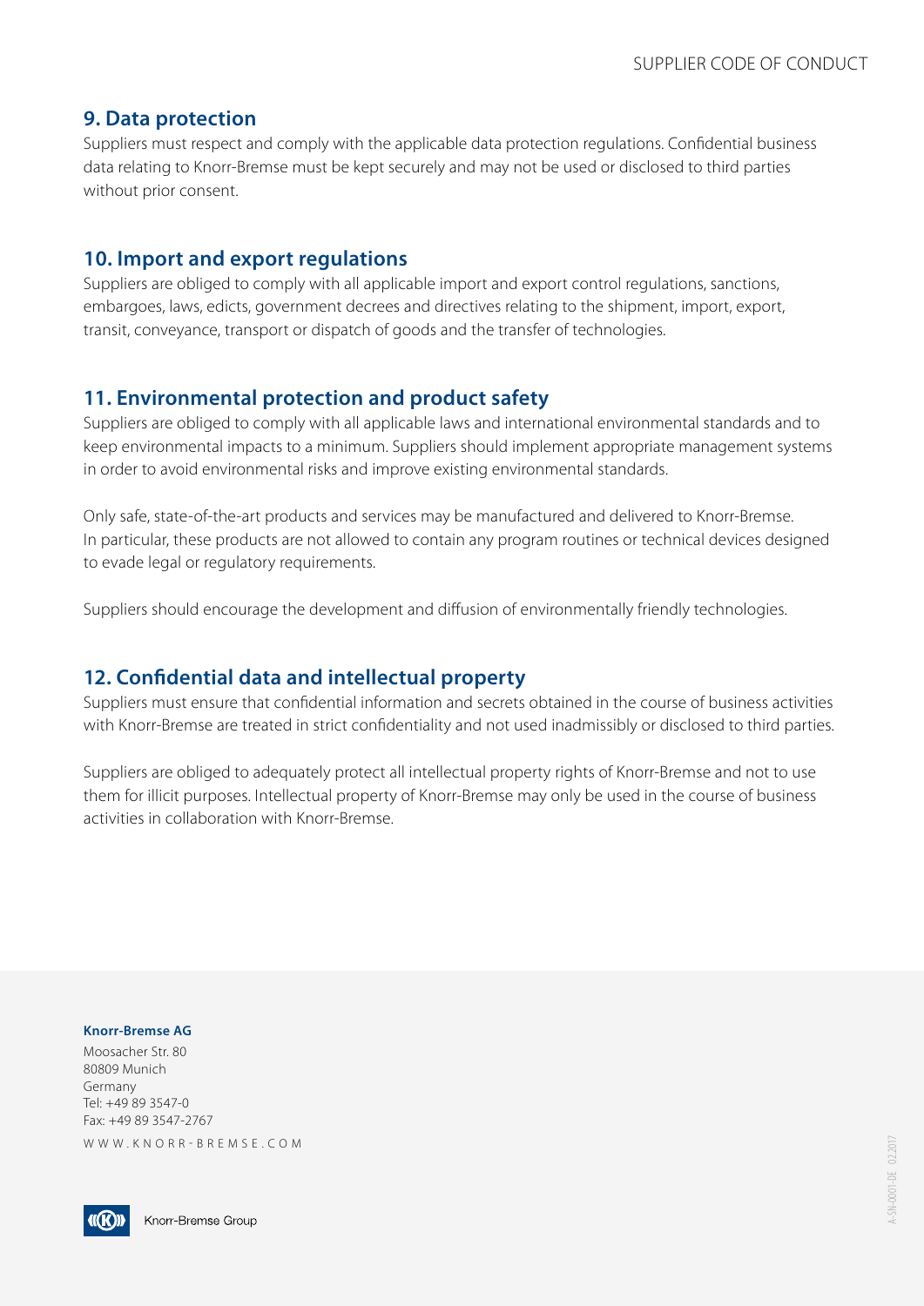## 9. Data protection

Suppliers must respect and comply with the applicable data protection regulations. Confidential business data relating to Knorr-Bremse must be kept securely and may not be used or disclosed to third parties without prior consent.

## 10. Import and export regulations

Suppliers are obliged to comply with all applicable import and export control regulations, sanctions, embargoes, laws, edicts, government decrees and directives relating to the shipment, import, export, transit, conveyance, transport or dispatch of goods and the transfer of technologies.

## 11. Environmental protection and product safety

Suppliers are obliged to comply with all applicable laws and international environmental standards and to keep environmental impacts to a minimum. Suppliers should implement appropriate management systems in order to avoid environmental risks and improve existing environmental standards.

Only safe, state-of-the-art products and services may be manufactured and delivered to Knorr-Bremse. In particular, these products are not allowed to contain any program routines or technical devices designed to evade legal or regulatory requirements.

Suppliers should encourage the development and diffusion of environmentally friendly technologies.

## 12. Confidential data and intellectual property

Suppliers must ensure that confidential information and secrets obtained in the course of business activities with Knorr-Bremse are treated in strict confidentiality and not used inadmissibly or disclosed to third parties.

Suppliers are obliged to adequately protect all intellectual property rights of Knorr-Bremse and not to use them for illicit purposes. Intellectual property of Knorr-Bremse may only be used in the course of business activities in collaboration with Knorr-Bremse.

**Knorr-Bremse AG**
Moosacher Str. 80
80809 Munich
Germany
Tel: +49 89 3547-0
Fax: +49 89 3547-2767
WWW.KNORR-BREMSE.COM

Knorr-Bremse Group

A-SN-0001-DE 02.2017